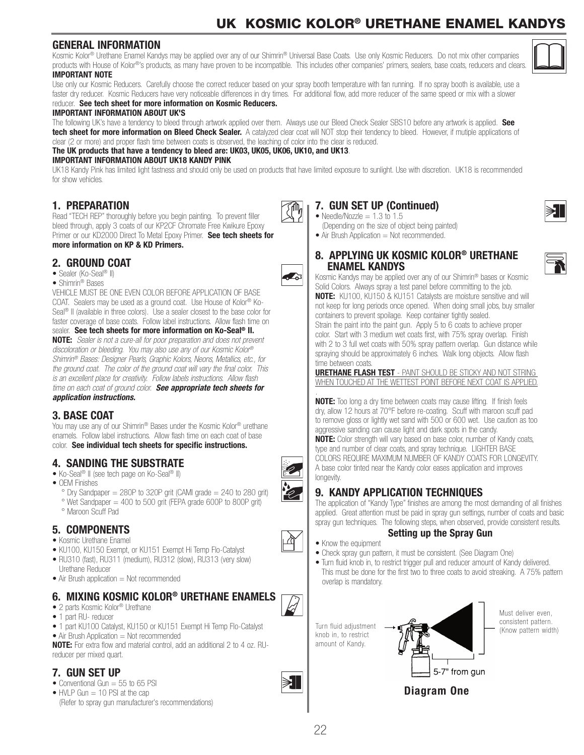# UK KOSMIC KOLOR® URETHANE ENAMEL KANDYS

## GENERAL INFORMATION

Kosmic Kolor® Urethane Enamel Kandys may be applied over any of our Shimrin® Universal Base Coats. Use only Kosmic Reducers. Do not mix other companies products with House of Kolor®'s products, as many have proven to be incompatible. This includes other companies' primers, sealers, base coats, reducers and clears.

**IMPORTANT NOTE**

Use only our Kosmic Reducers. Carefully choose the correct reducer based on your spray booth temperature with fan running. If no spray booth is available, use a faster dry reducer. Kosmic Reducers have very noticeable differences in dry times. For additional flow, add more reducer of the same speed or mix with a slower reducer. **See tech sheet for more information on Kosmic Reducers.**

**IMPORTANT INFORMATION ABOUT UK'S**

The following UK's have a tendency to bleed through artwork applied over them. Always use our Bleed Check Sealer SBS10 before any artwork is applied. **See tech sheet for more information on Bleed Check Sealer.** A catalyzed clear coat will NOT stop their tendency to bleed. However, if mutiple applications of clear (2 or more) and proper flash time between coats is observed, the leaching of color into the clear is reduced.

**The UK products that have a tendency to bleed are: UK03, UK05, UK06, UK10, and UK13**.

**IMPORTANT INFORMATION ABOUT UK18 KANDY PINK**

UK18 Kandy Pink has limited light fastness and should only be used on products that have limited exposure to sunlight. Use with discretion. UK18 is recommended for show vehicles.

## 1. PREPARATION

Read "TECH REP" thoroughly before you begin painting. To prevent filler bleed through, apply 3 coats of our KP2CF Chromate Free Kwikure Epoxy Primer or our KD2000 Direct To Metal Epoxy Primer. **See tech sheets for more information on KP & KD Primers.**

## 2. GROUND COAT

- Sealer (Ko-Seal® II)
- Shimrin® Bases

VEHICLE MUST BE ONE EVEN COLOR BEFORE APPLICATION OF BASE COAT. Sealers may be used as a ground coat. Use House of Kolor® Ko-Seal® II (available in three colors). Use a sealer closest to the base color for faster coverage of base coats. Follow label instructions. Allow flash time on sealer. **See tech sheets for more information on Ko-Seal® II.**

**NOTE:** *Sealer is not a cure-all for poor preparation and does not prevent discoloration or bleeding. You may also use any of our Kosmic Kolor® Shimrin® Bases: Designer Pearls, Graphic Kolors, Neons, Metallics, etc., for the ground coat. The color of the ground coat will vary the final color. This is an excellent place for creativity. Follow labels instructions. Allow flash time on each coat of ground color.* ***See appropriate tech sheets for application instructions.***

## 3. BASE COAT

You may use any of our Shimrin® Bases under the Kosmic Kolor® urethane enamels. Follow label instructions. Allow flash time on each coat of base color. **See individual tech sheets for specific instructions.**

## 4. SANDING THE SUBSTRATE

- Ko-Seal® II (see tech page on Ko-Seal® II)
- OEM Finishes
  - ° Dry Sandpaper = 280P to 320P grit (CAMI grade = 240 to 280 grit)
  - ° Wet Sandpaper = 400 to 500 grit (FEPA grade 600P to 800P grit)
  - ° Maroon Scuff Pad

## 5. COMPONENTS

- Kosmic Urethane Enamel
- KU100, KU150 Exempt, or KU151 Exempt Hi Temp Flo-Catalyst
- RU310 (fast), RU311 (medium), RU312 (slow), RU313 (very slow) Urethane Reducer
- Air Brush application = Not recommended

## 6. MIXING KOSMIC KOLOR® URETHANE ENAMELS

- 2 parts Kosmic Kolor® Urethane
- 1 part RU- reducer
- 1 part KU100 Catalyst, KU150 or KU151 Exempt Hi Temp Flo-Catalyst
- Air Brush Application = Not recommended

**NOTE:** For extra flow and material control, add an additional 2 to 4 oz. RU-reducer per mixed quart.

## 7. GUN SET UP

- Conventional Gun = 55 to 65 PSI
- HVLP Gun = 10 PSI at the cap
  (Refer to spray gun manufacturer's recommendations)

## 7. GUN SET UP (Continued)

- Needle/Nozzle = 1.3 to 1.5
  (Depending on the size of object being painted)
- Air Brush Application = Not recommended.

## 8. APPLYING UK KOSMIC KOLOR® URETHANE ENAMEL KANDYS

Kosmic Kandys may be applied over any of our Shimrin® bases or Kosmic Solid Colors. Always spray a test panel before committing to the job.

**NOTE:** KU100, KU150 & KU151 Catalysts are moisture sensitive and will not keep for long periods once opened. When doing small jobs, buy smaller containers to prevent spoilage. Keep container tightly sealed.

Strain the paint into the paint gun. Apply 5 to 6 coats to achieve proper color. Start with 3 medium wet coats first, with 75% spray overlap. Finish with 2 to 3 full wet coats with 50% spray pattern overlap. Gun distance while spraying should be approximately 6 inches. Walk long objects. Allow flash time between coats.

**URETHANE FLASH TEST** - PAINT SHOULD BE STICKY AND NOT STRING WHEN TOUCHED AT THE WETTEST POINT BEFORE NEXT COAT IS APPLIED.

**NOTE:** Too long a dry time between coats may cause lifting. If finish feels dry, allow 12 hours at 70°F before re-coating. Scuff with maroon scuff pad to remove gloss or lightly wet sand with 500 or 600 wet. Use caution as too aggressive sanding can cause light and dark spots in the candy.

**NOTE:** Color strength will vary based on base color, number of Kandy coats, type and number of clear coats, and spray technique. LIGHTER BASE COLORS REQUIRE MAXIMUM NUMBER OF KANDY COATS FOR LONGEVITY. A base color tinted near the Kandy color eases application and improves longevity.

## 9. KANDY APPLICATION TECHNIQUES

The application of "Kandy Type" finishes are among the most demanding of all finishes applied. Great attention must be paid in spray gun settings, number of coats and basic spray gun techniques. The following steps, when observed, provide consistent results.

### Setting up the Spray Gun

- Know the equipment
- Check spray gun pattern, it must be consistent. (See Diagram One)
- Turn fluid knob in, to restrict trigger pull and reducer amount of Kandy delivered. This must be done for the first two to three coats to avoid streaking. A 75% pattern overlap is mandatory.

Turn fluid adjustment knob in, to restrict amount of Kandy.

Must deliver even, consistent pattern. (Know pattern width)

5-7" from gun

**Diagram One**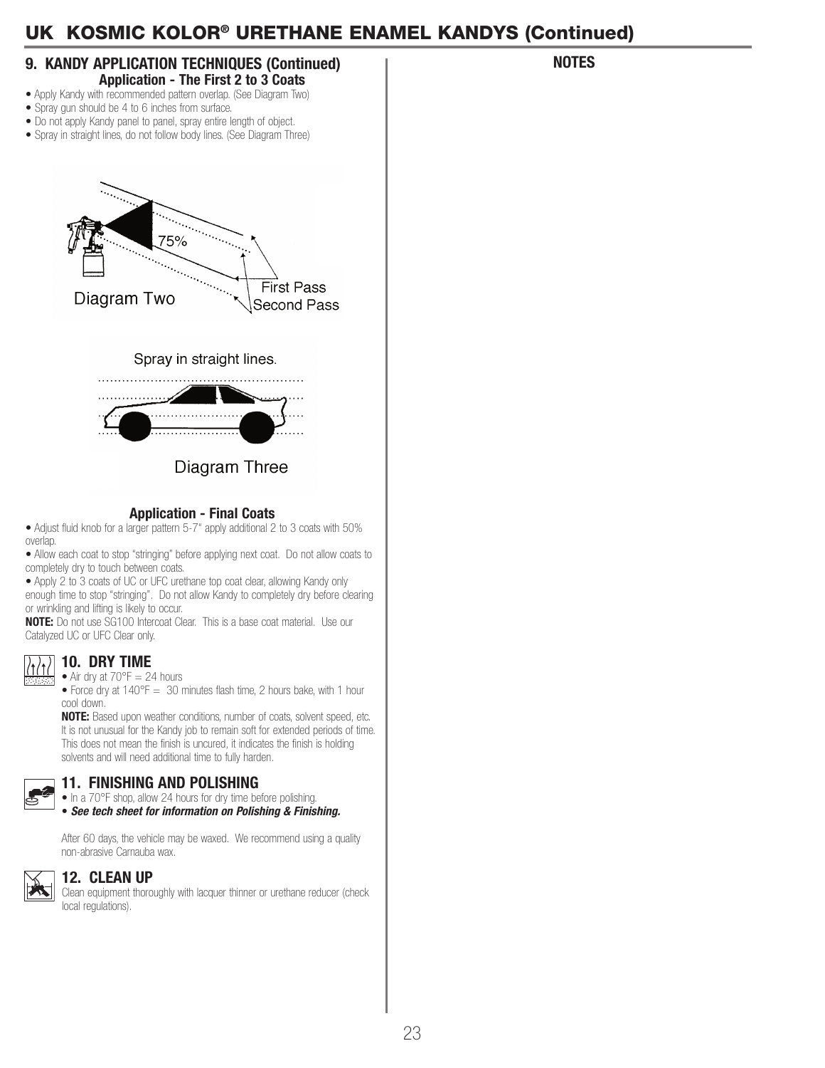# UK KOSMIC KOLOR® URETHANE ENAMEL KANDYS (Continued)

## 9. KANDY APPLICATION TECHNIQUES (Continued)

### Application - The First 2 to 3 Coats

- Apply Kandy with recommended pattern overlap. (See Diagram Two)
- Spray gun should be 4 to 6 inches from surface.
- Do not apply Kandy panel to panel, spray entire length of object.
- Spray in straight lines, do not follow body lines. (See Diagram Three)

75%

First Pass

Second Pass

Diagram Two

Spray in straight lines.

Diagram Three

### Application - Final Coats

- Adjust fluid knob for a larger pattern 5-7" apply additional 2 to 3 coats with 50% overlap.
- Allow each coat to stop "stringing" before applying next coat. Do not allow coats to completely dry to touch between coats.
- Apply 2 to 3 coats of UC or UFC urethane top coat clear, allowing Kandy only enough time to stop "stringing". Do not allow Kandy to completely dry before clearing or wrinkling and lifting is likely to occur.

**NOTE:** Do not use SG100 Intercoat Clear. This is a base coat material. Use our Catalyzed UC or UFC Clear only.

## 10. DRY TIME

- Air dry at 70°F = 24 hours
- Force dry at 140°F = 30 minutes flash time, 2 hours bake, with 1 hour cool down.

**NOTE:** Based upon weather conditions, number of coats, solvent speed, etc. It is not unusual for the Kandy job to remain soft for extended periods of time. This does not mean the finish is uncured, it indicates the finish is holding solvents and will need additional time to fully harden.

## 11. FINISHING AND POLISHING

- In a 70°F shop, allow 24 hours for dry time before polishing.
- ***See tech sheet for information on Polishing & Finishing.***

After 60 days, the vehicle may be waxed. We recommend using a quality non-abrasive Carnauba wax.

## 12. CLEAN UP

Clean equipment thoroughly with lacquer thinner or urethane reducer (check local regulations).

**NOTES**